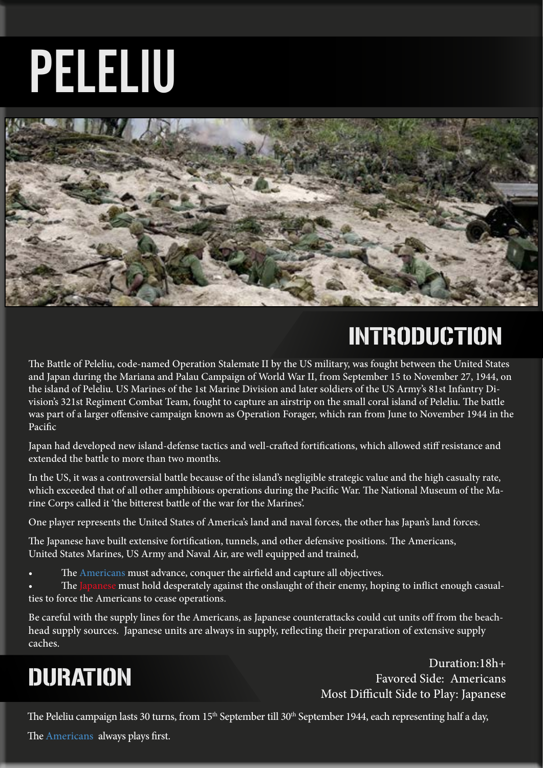# PELELIU

## INTRODUCTION

The Battle of Peleliu, code-named Operation Stalemate II by the US military, was fought between the United States and Japan during the Mariana and Palau Campaign of World War II, from September 15 to November 27, 1944, on the island of Peleliu. US Marines of the 1st Marine Division and later soldiers of the US Army's 81st Infantry Division's 321st Regiment Combat Team, fought to capture an airstrip on the small coral island of Peleliu. The battle was part of a larger offensive campaign known as Operation Forager, which ran from June to November 1944 in the Pacific

Japan had developed new island-defense tactics and well-crafted fortifications, which allowed stiff resistance and extended the battle to more than two months.

In the US, it was a controversial battle because of the island's negligible strategic value and the high casualty rate, which exceeded that of all other amphibious operations during the Pacific War. The National Museum of the Marine Corps called it 'the bitterest battle of the war for the Marines'.

One player represents the United States of America's land and naval forces, the other has Japan's land forces.

The Japanese have built extensive fortification, tunnels, and other defensive positions. The Americans, United States Marines, US Army and Naval Air, are well equipped and trained,

- The Americans must advance, conquer the airfield and capture all objectives.
- The Japanese must hold desperately against the onslaught of their enemy, hoping to inflict enough casualties to force the Americans to cease operations.

Be careful with the supply lines for the Americans, as Japanese counterattacks could cut units off from the beachhead supply sources. Japanese units are always in supply, reflecting their preparation of extensive supply caches.

## DURATION

Duration:18h+
Favored Side: Americans
Most Difficult Side to Play: Japanese

The Peleliu campaign lasts 30 turns, from 15th September till 30th September 1944, each representing half a day,

The Americans always plays first.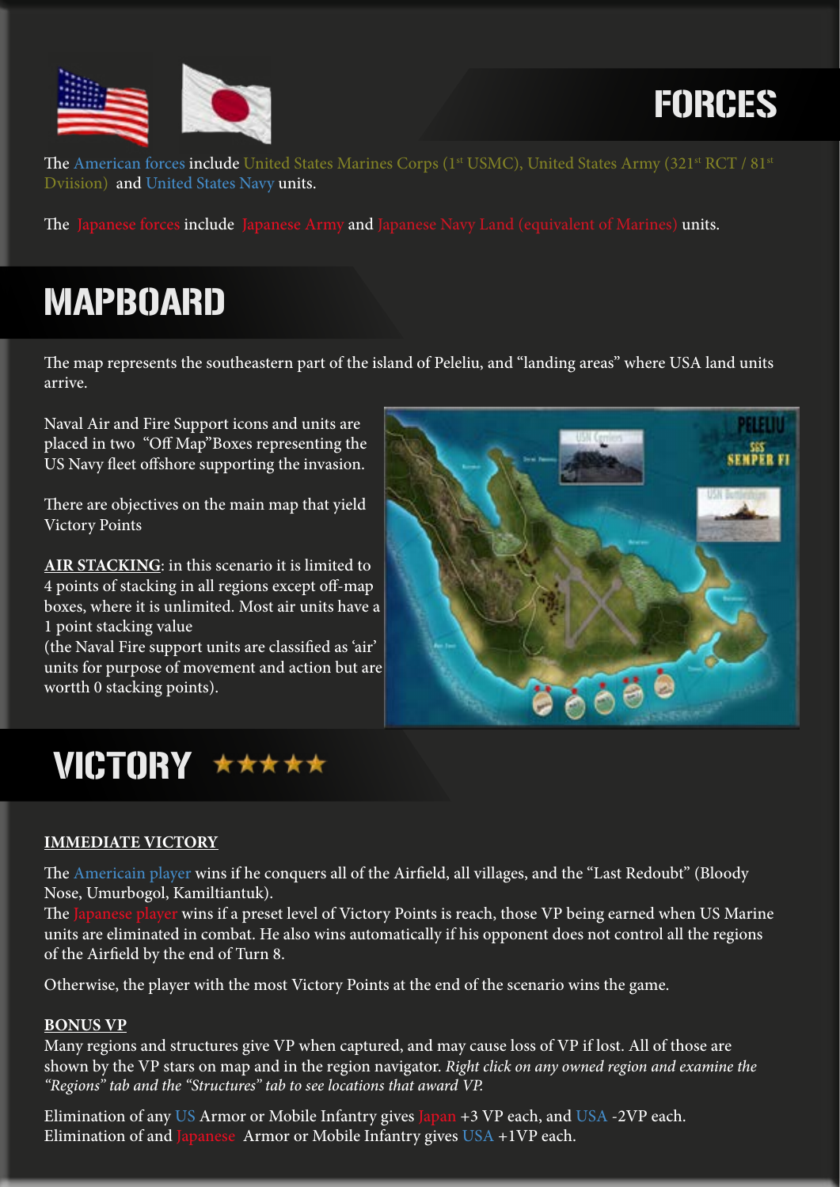## FORCES

The American forces include United States Marines Corps (1st USMC), United States Army (321st RCT / 81st Dviision) and United States Navy units.

The Japanese forces include Japanese Army and Japanese Navy Land (equivalent of Marines) units.

## MAPBOARD

The map represents the southeastern part of the island of Peleliu, and "landing areas" where USA land units arrive.

Naval Air and Fire Support icons and units are placed in two "Off Map"Boxes representing the US Navy fleet offshore supporting the invasion.

There are objectives on the main map that yield Victory Points

**AIR STACKING**: in this scenario it is limited to 4 points of stacking in all regions except off-map boxes, where it is unlimited. Most air units have a 1 point stacking value
(the Naval Fire support units are classified as 'air' units for purpose of movement and action but are wortth 0 stacking points).

## VICTORY ★★★★★

**IMMEDIATE VICTORY**

The Americain player wins if he conquers all of the Airfield, all villages, and the "Last Redoubt" (Bloody Nose, Umurbogol, Kamiltiantuk).
The Japanese player wins if a preset level of Victory Points is reach, those VP being earned when US Marine units are eliminated in combat. He also wins automatically if his opponent does not control all the regions of the Airfield by the end of Turn 8.

Otherwise, the player with the most Victory Points at the end of the scenario wins the game.

**BONUS VP**

Many regions and structures give VP when captured, and may cause loss of VP if lost. All of those are shown by the VP stars on map and in the region navigator. *Right click on any owned region and examine the "Regions" tab and the "Structures" tab to see locations that award VP.*

Elimination of any US Armor or Mobile Infantry gives Japan +3 VP each, and USA -2VP each.
Elimination of and Japanese Armor or Mobile Infantry gives USA +1VP each.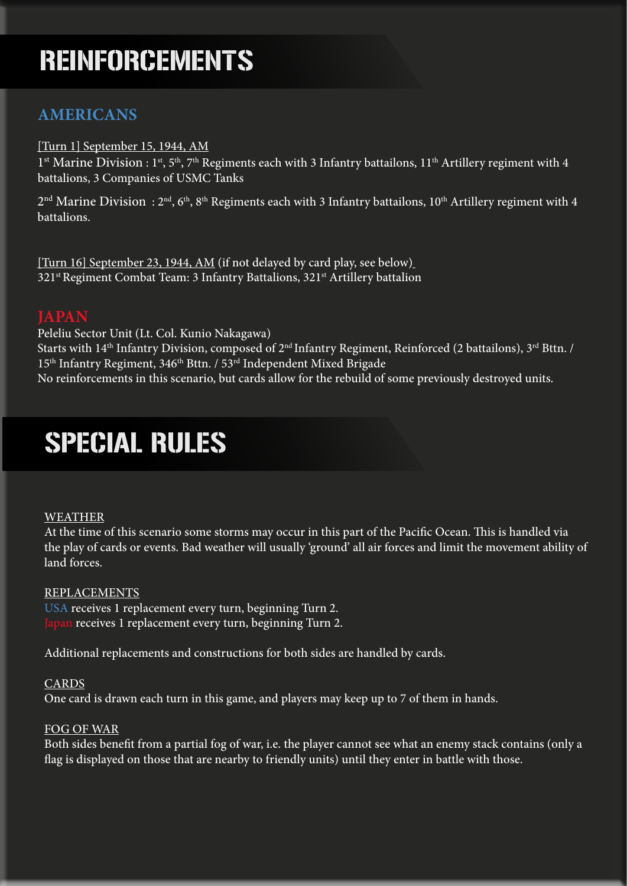# REINFORCEMENTS

## AMERICANS

[Turn 1] September 15, 1944, AM
1st Marine Division : 1st, 5th, 7th Regiments each with 3 Infantry battailons, 11th Artillery regiment with 4 battalions, 3 Companies of USMC Tanks

2nd Marine Division : 2nd, 6th, 8th Regiments each with 3 Infantry battailons, 10th Artillery regiment with 4 battalions.

[Turn 16] September 23, 1944, AM (if not delayed by card play, see below)
321st Regiment Combat Team: 3 Infantry Battalions, 321st Artillery battalion

## JAPAN

Peleliu Sector Unit (Lt. Col. Kunio Nakagawa)
Starts with 14th Infantry Division, composed of 2nd Infantry Regiment, Reinforced (2 battailons), 3rd Bttn. / 15th Infantry Regiment, 346th Bttn. / 53rd Independent Mixed Brigade
No reinforcements in this scenario, but cards allow for the rebuild of some previously destroyed units.

# SPECIAL RULES

WEATHER
At the time of this scenario some storms may occur in this part of the Pacific Ocean. This is handled via the play of cards or events. Bad weather will usually 'ground' all air forces and limit the movement ability of land forces.

REPLACEMENTS
USA receives 1 replacement every turn, beginning Turn 2.
Japan receives 1 replacement every turn, beginning Turn 2.

Additional replacements and constructions for both sides are handled by cards.

CARDS
One card is drawn each turn in this game, and players may keep up to 7 of them in hands.

FOG OF WAR
Both sides benefit from a partial fog of war, i.e. the player cannot see what an enemy stack contains (only a flag is displayed on those that are nearby to friendly units) until they enter in battle with those.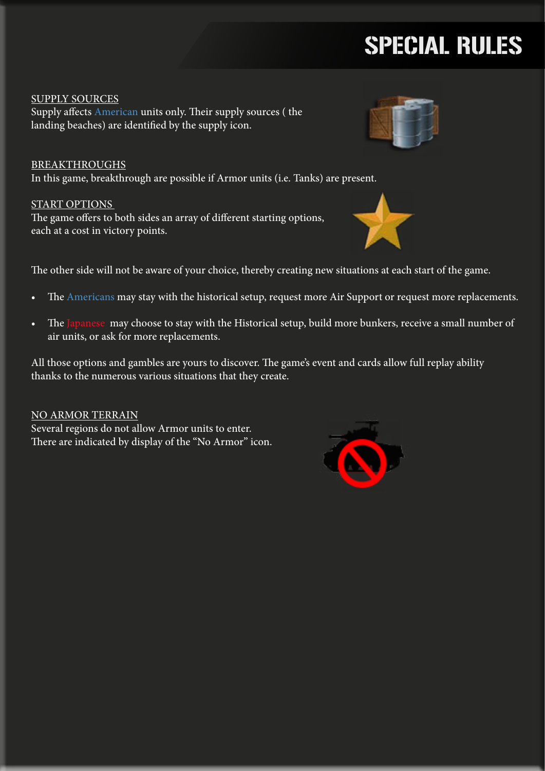# SPECIAL RULES

<u>SUPPLY SOURCES</u>

Supply affects American units only. Their supply sources ( the landing beaches) are identified by the supply icon.

<u>BREAKTHROUGHS</u>

In this game, breakthrough are possible if Armor units (i.e. Tanks) are present.

<u>START OPTIONS</u>

The game offers to both sides an array of different starting options, each at a cost in victory points.

The other side will not be aware of your choice, thereby creating new situations at each start of the game.

- The Americans may stay with the historical setup, request more Air Support or request more replacements.
- The Japanese may choose to stay with the Historical setup, build more bunkers, receive a small number of air units, or ask for more replacements.

All those options and gambles are yours to discover. The game's event and cards allow full replay ability thanks to the numerous various situations that they create.

<u>NO ARMOR TERRAIN</u>

Several regions do not allow Armor units to enter.
There are indicated by display of the "No Armor" icon.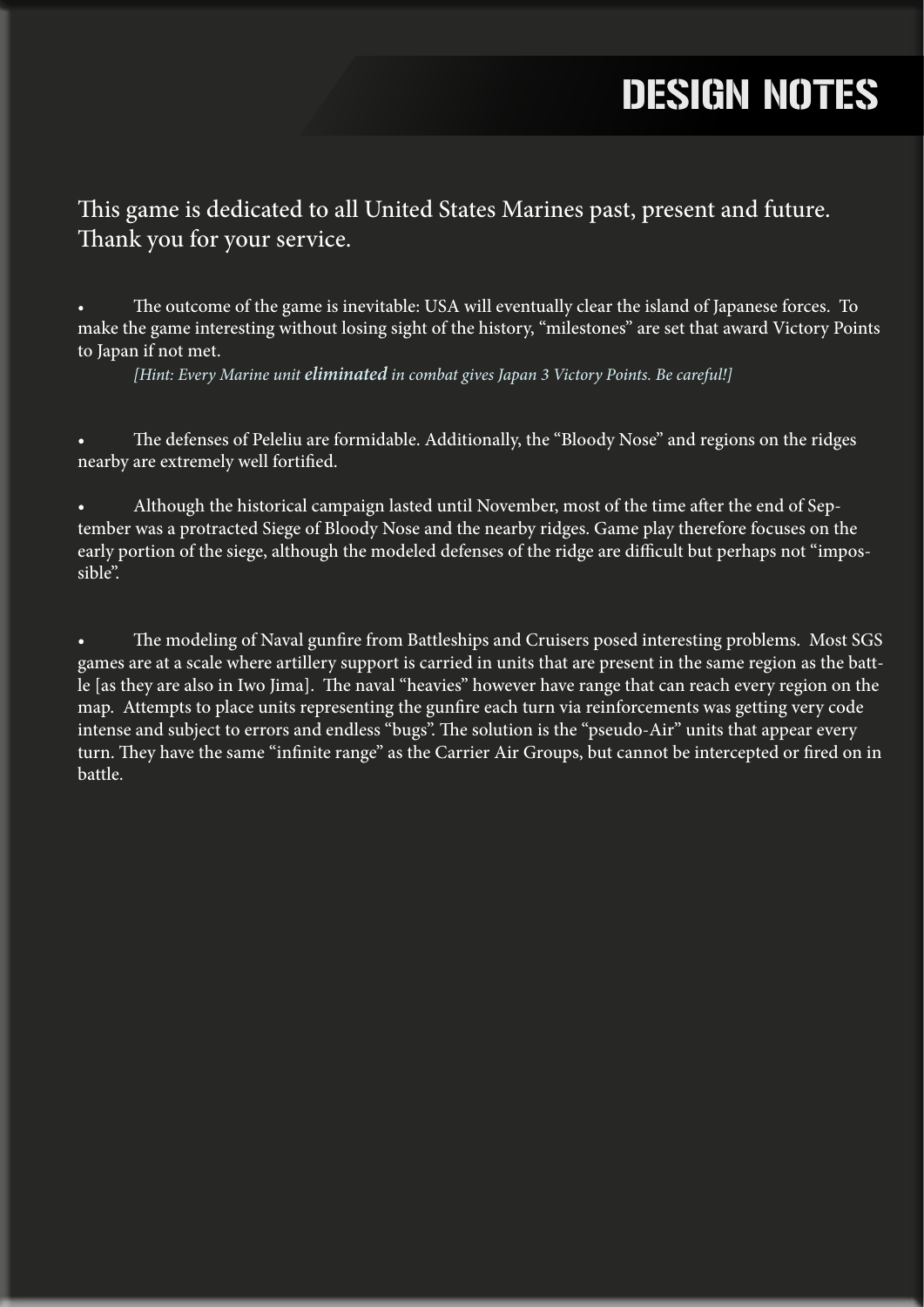# DESIGN NOTES

This game is dedicated to all United States Marines past, present and future. Thank you for your service.

- The outcome of the game is inevitable: USA will eventually clear the island of Japanese forces. To make the game interesting without losing sight of the history, "milestones" are set that award Victory Points to Japan if not met.

  *[Hint: Every Marine unit **eliminated** in combat gives Japan 3 Victory Points. Be careful!]*

- The defenses of Peleliu are formidable. Additionally, the "Bloody Nose" and regions on the ridges nearby are extremely well fortified.

- Although the historical campaign lasted until November, most of the time after the end of September was a protracted Siege of Bloody Nose and the nearby ridges. Game play therefore focuses on the early portion of the siege, although the modeled defenses of the ridge are difficult but perhaps not "impossible".

- The modeling of Naval gunfire from Battleships and Cruisers posed interesting problems. Most SGS games are at a scale where artillery support is carried in units that are present in the same region as the battle [as they are also in Iwo Jima]. The naval "heavies" however have range that can reach every region on the map. Attempts to place units representing the gunfire each turn via reinforcements was getting very code intense and subject to errors and endless "bugs". The solution is the "pseudo-Air" units that appear every turn. They have the same "infinite range" as the Carrier Air Groups, but cannot be intercepted or fired on in battle.